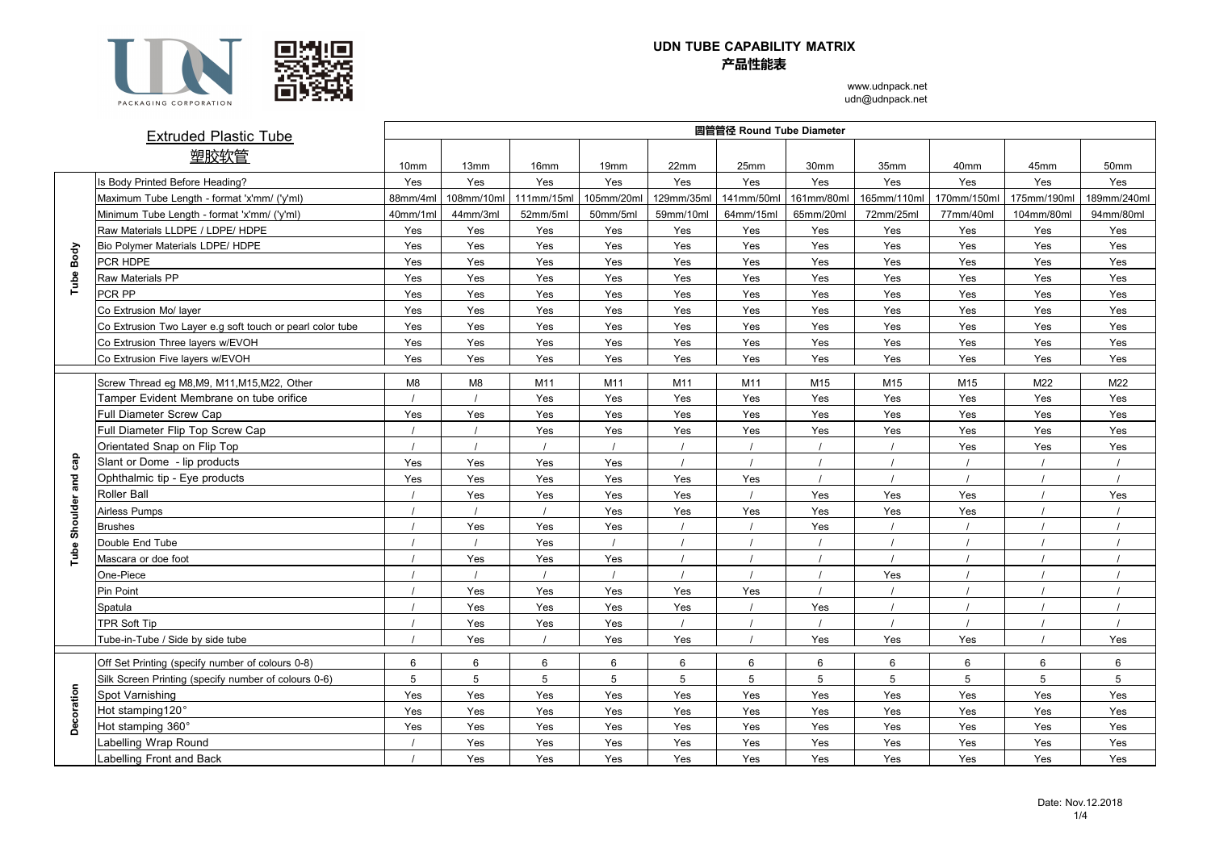**UDN TUBE CAPABILITY MATRIX**
**产品性能表**

www.udnpack.net
udn@udnpack.net

| | Extruded Plastic Tube 塑胶软管 | 圆管管径 Round Tube Diameter | | | | | | | | | | |
|---|---|---|---|---|---|---|---|---|---|---|---|---|
| | | 10mm | 13mm | 16mm | 19mm | 22mm | 25mm | 30mm | 35mm | 40mm | 45mm | 50mm |
| Tube Body | Is Body Printed Before Heading? | Yes | Yes | Yes | Yes | Yes | Yes | Yes | Yes | Yes | Yes | Yes |
| | Maximum Tube Length - format 'x'mm/ ('y'ml) | 88mm/4ml | 108mm/10ml | 111mm/15ml | 105mm/20ml | 129mm/35ml | 141mm/50ml | 161mm/80ml | 165mm/110ml | 170mm/150ml | 175mm/190ml | 189mm/240ml |
| | Minimum Tube Length - format 'x'mm/ ('y'ml) | 40mm/1ml | 44mm/3ml | 52mm/5ml | 50mm/5ml | 59mm/10ml | 64mm/15ml | 65mm/20ml | 72mm/25ml | 77mm/40ml | 104mm/80ml | 94mm/80ml |
| | Raw Materials LLDPE / LDPE/ HDPE | Yes | Yes | Yes | Yes | Yes | Yes | Yes | Yes | Yes | Yes | Yes |
| | Bio Polymer Materials LDPE/ HDPE | Yes | Yes | Yes | Yes | Yes | Yes | Yes | Yes | Yes | Yes | Yes |
| | PCR HDPE | Yes | Yes | Yes | Yes | Yes | Yes | Yes | Yes | Yes | Yes | Yes |
| | Raw Materials PP | Yes | Yes | Yes | Yes | Yes | Yes | Yes | Yes | Yes | Yes | Yes |
| | PCR PP | Yes | Yes | Yes | Yes | Yes | Yes | Yes | Yes | Yes | Yes | Yes |
| | Co Extrusion Mo/ layer | Yes | Yes | Yes | Yes | Yes | Yes | Yes | Yes | Yes | Yes | Yes |
| | Co Extrusion Two Layer e.g soft touch or pearl color tube | Yes | Yes | Yes | Yes | Yes | Yes | Yes | Yes | Yes | Yes | Yes |
| | Co Extrusion Three layers w/EVOH | Yes | Yes | Yes | Yes | Yes | Yes | Yes | Yes | Yes | Yes | Yes |
| | Co Extrusion Five layers w/EVOH | Yes | Yes | Yes | Yes | Yes | Yes | Yes | Yes | Yes | Yes | Yes |
| Tube Shoulder and cap | Screw Thread eg M8,M9, M11,M15,M22, Other | M8 | M8 | M11 | M11 | M11 | M11 | M15 | M15 | M15 | M22 | M22 |
| | Tamper Evident Membrane on tube orifice | / | / | Yes | Yes | Yes | Yes | Yes | Yes | Yes | Yes | Yes |
| | Full Diameter Screw Cap | Yes | Yes | Yes | Yes | Yes | Yes | Yes | Yes | Yes | Yes | Yes |
| | Full Diameter Flip Top Screw Cap | / | / | Yes | Yes | Yes | Yes | Yes | Yes | Yes | Yes | Yes |
| | Orientated Snap on Flip Top | / | / | / | / | / | / | / | / | Yes | Yes | Yes |
| | Slant or Dome - lip products | Yes | Yes | Yes | Yes | / | / | / | / | / | / | / |
| | Ophthalmic tip - Eye products | Yes | Yes | Yes | Yes | Yes | Yes | / | / | / | / | / |
| | Roller Ball | / | Yes | Yes | Yes | Yes | / | Yes | Yes | Yes | / | Yes |
| | Airless Pumps | / | / | / | Yes | Yes | Yes | Yes | Yes | Yes | / | / |
| | Brushes | / | Yes | Yes | Yes | / | / | Yes | / | / | / | / |
| | Double End Tube | / | / | Yes | / | / | / | / | / | / | / | / |
| | Mascara or doe foot | / | Yes | Yes | Yes | / | / | / | / | / | / | / |
| | One-Piece | / | / | / | / | / | / | / | Yes | / | / | / |
| | Pin Point | / | Yes | Yes | Yes | Yes | Yes | / | / | / | / | / |
| | Spatula | / | Yes | Yes | Yes | Yes | / | Yes | / | / | / | / |
| | TPR Soft Tip | / | Yes | Yes | Yes | / | / | / | / | / | / | / |
| | Tube-in-Tube / Side by side tube | / | Yes | / | Yes | Yes | / | Yes | Yes | Yes | / | Yes |
| Decoration | Off Set Printing (specify number of colours 0-8) | 6 | 6 | 6 | 6 | 6 | 6 | 6 | 6 | 6 | 6 | 6 |
| | Silk Screen Printing (specify number of colours 0-6) | 5 | 5 | 5 | 5 | 5 | 5 | 5 | 5 | 5 | 5 | 5 |
| | Spot Varnishing | Yes | Yes | Yes | Yes | Yes | Yes | Yes | Yes | Yes | Yes | Yes |
| | Hot stamping120° | Yes | Yes | Yes | Yes | Yes | Yes | Yes | Yes | Yes | Yes | Yes |
| | Hot stamping 360° | Yes | Yes | Yes | Yes | Yes | Yes | Yes | Yes | Yes | Yes | Yes |
| | Labelling Wrap Round | / | Yes | Yes | Yes | Yes | Yes | Yes | Yes | Yes | Yes | Yes |
| | Labelling Front and Back | / | Yes | Yes | Yes | Yes | Yes | Yes | Yes | Yes | Yes | Yes |

Date: Nov.12.2018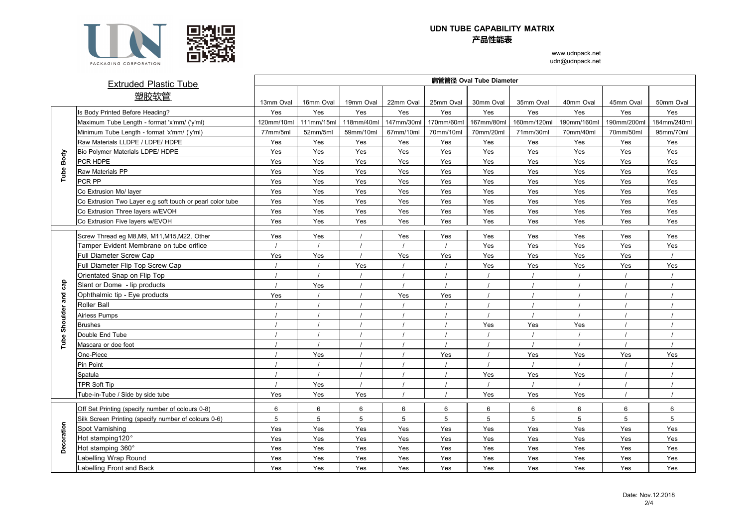# UDN TUBE CAPABILITY MATRIX
# 产品性能表

www.udnpack.net
udn@udnpack.net

| Extruded Plastic Tube 塑胶软管 | | 扁管管径 Oval Tube Diameter | | | | | | | | | |
|---|---|---|---|---|---|---|---|---|---|---|---|
| | | 13mm Oval | 16mm Oval | 19mm Oval | 22mm Oval | 25mm Oval | 30mm Oval | 35mm Oval | 40mm Oval | 45mm Oval | 50mm Oval |
| Tube Body | Is Body Printed Before Heading? | Yes | Yes | Yes | Yes | Yes | Yes | Yes | Yes | Yes | Yes |
| | Maximum Tube Length - format 'x'mm/ ('y'ml) | 120mm/10ml | 111mm/15ml | 118mm/40ml | 147mm/30ml | 170mm/60ml | 167mm/80ml | 160mm/120ml | 190mm/160ml | 190mm/200ml | 184mm/240ml |
| | Minimum Tube Length - format 'x'mm/ ('y'ml) | 77mm/5ml | 52mm/5ml | 59mm/10ml | 67mm/10ml | 70mm/10ml | 70mm/20ml | 71mm/30ml | 70mm/40ml | 70mm/50ml | 95mm/70ml |
| | Raw Materials LLDPE / LDPE/ HDPE | Yes | Yes | Yes | Yes | Yes | Yes | Yes | Yes | Yes | Yes |
| | Bio Polymer Materials LDPE/ HDPE | Yes | Yes | Yes | Yes | Yes | Yes | Yes | Yes | Yes | Yes |
| | PCR HDPE | Yes | Yes | Yes | Yes | Yes | Yes | Yes | Yes | Yes | Yes |
| | Raw Materials PP | Yes | Yes | Yes | Yes | Yes | Yes | Yes | Yes | Yes | Yes |
| | PCR PP | Yes | Yes | Yes | Yes | Yes | Yes | Yes | Yes | Yes | Yes |
| | Co Extrusion Mo/ layer | Yes | Yes | Yes | Yes | Yes | Yes | Yes | Yes | Yes | Yes |
| | Co Extrusion Two Layer e.g soft touch or pearl color tube | Yes | Yes | Yes | Yes | Yes | Yes | Yes | Yes | Yes | Yes |
| | Co Extrusion Three layers w/EVOH | Yes | Yes | Yes | Yes | Yes | Yes | Yes | Yes | Yes | Yes |
| | Co Extrusion Five layers w/EVOH | Yes | Yes | Yes | Yes | Yes | Yes | Yes | Yes | Yes | Yes |
| Tube Shoulder and cap | Screw Thread eg M8,M9, M11,M15,M22, Other | Yes | Yes | / | Yes | Yes | Yes | Yes | Yes | Yes | Yes |
| | Tamper Evident Membrane on tube orifice | / | / | / | / | / | Yes | Yes | Yes | Yes | Yes |
| | Full Diameter Screw Cap | Yes | Yes | / | Yes | Yes | Yes | Yes | Yes | Yes | / |
| | Full Diameter Flip Top Screw Cap | / | / | Yes | / | / | Yes | Yes | Yes | Yes | Yes |
| | Orientated Snap on Flip Top | / | / | / | / | / | / | / | / | / | / |
| | Slant or Dome - lip products | / | Yes | / | / | / | / | / | / | / | / |
| | Ophthalmic tip - Eye products | Yes | / | / | Yes | Yes | / | / | / | / | / |
| | Roller Ball | / | / | / | / | / | / | / | / | / | / |
| | Airless Pumps | / | / | / | / | / | / | / | / | / | / |
| | Brushes | / | / | / | / | / | Yes | Yes | Yes | / | / |
| | Double End Tube | / | / | / | / | / | / | / | / | / | / |
| | Mascara or doe foot | / | / | / | / | / | / | / | / | / | / |
| | One-Piece | / | Yes | / | / | Yes | / | Yes | Yes | Yes | Yes |
| | Pin Point | / | / | / | / | / | / | / | / | / | / |
| | Spatula | / | / | / | / | / | Yes | Yes | Yes | / | / |
| | TPR Soft Tip | / | Yes | / | / | / | / | / | / | / | / |
| | Tube-in-Tube / Side by side tube | Yes | Yes | Yes | / | / | Yes | Yes | Yes | / | / |
| Decoration | Off Set Printing (specify number of colours 0-8) | 6 | 6 | 6 | 6 | 6 | 6 | 6 | 6 | 6 | 6 |
| | Silk Screen Printing (specify number of colours 0-6) | 5 | 5 | 5 | 5 | 5 | 5 | 5 | 5 | 5 | 5 |
| | Spot Varnishing | Yes | Yes | Yes | Yes | Yes | Yes | Yes | Yes | Yes | Yes |
| | Hot stamping120° | Yes | Yes | Yes | Yes | Yes | Yes | Yes | Yes | Yes | Yes |
| | Hot stamping 360° | Yes | Yes | Yes | Yes | Yes | Yes | Yes | Yes | Yes | Yes |
| | Labelling Wrap Round | Yes | Yes | Yes | Yes | Yes | Yes | Yes | Yes | Yes | Yes |
| | Labelling Front and Back | Yes | Yes | Yes | Yes | Yes | Yes | Yes | Yes | Yes | Yes |

Date: Nov.12.2018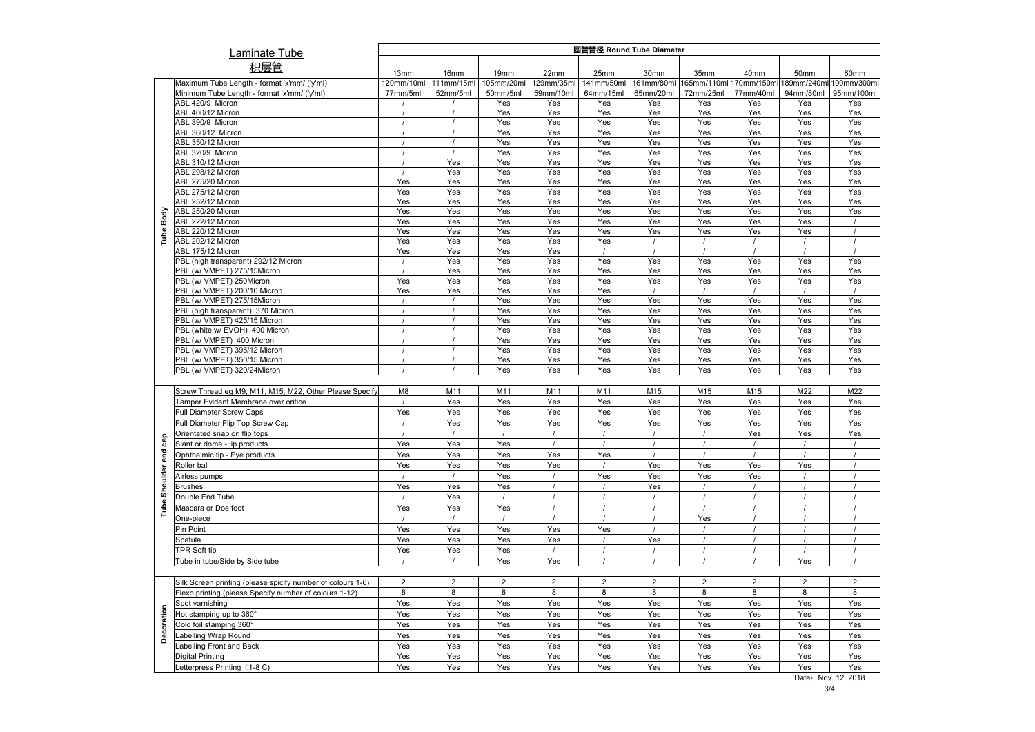| Laminate Tube 积层管 | | 圆管管径 Round Tube Diameter | | | | | | | | | |
|---|---|---|---|---|---|---|---|---|---|---|---|
| | | 13mm | 16mm | 19mm | 22mm | 25mm | 30mm | 35mm | 40mm | 50mm | 60mm |
| Tube Body | Maximum Tube Length - format 'x'mm/ ('y'ml) | 120mm/10ml | 111mm/15ml | 105mm/20ml | 129mm/35ml | 141mm/50ml | 161mm/80ml | 165mm/110ml | 170mm/150ml | 189mm/240ml | 190mm/300ml |
| | Minimum Tube Length - format 'x'mm/ ('y'ml) | 77mm/5ml | 52mm/5ml | 50mm/5ml | 59mm/10ml | 64mm/15ml | 65mm/20ml | 72mm/25ml | 77mm/40ml | 94mm/80ml | 95mm/100ml |
| | ABL 420/9 Micron | / | / | Yes | Yes | Yes | Yes | Yes | Yes | Yes | Yes |
| | ABL 400/12 Micron | / | / | Yes | Yes | Yes | Yes | Yes | Yes | Yes | Yes |
| | ABL 390/9 Micron | / | / | Yes | Yes | Yes | Yes | Yes | Yes | Yes | Yes |
| | ABL 360/12 Micron | / | / | Yes | Yes | Yes | Yes | Yes | Yes | Yes | Yes |
| | ABL 350/12 Micron | / | / | Yes | Yes | Yes | Yes | Yes | Yes | Yes | Yes |
| | ABL 320/9 Micron | / | / | Yes | Yes | Yes | Yes | Yes | Yes | Yes | Yes |
| | ABL 310/12 Micron | / | Yes | Yes | Yes | Yes | Yes | Yes | Yes | Yes | Yes |
| | ABL 298/12 Micron | / | Yes | Yes | Yes | Yes | Yes | Yes | Yes | Yes | Yes |
| | ABL 275/20 Micron | Yes | Yes | Yes | Yes | Yes | Yes | Yes | Yes | Yes | Yes |
| | ABL 275/12 Micron | Yes | Yes | Yes | Yes | Yes | Yes | Yes | Yes | Yes | Yes |
| | ABL 252/12 Micron | Yes | Yes | Yes | Yes | Yes | Yes | Yes | Yes | Yes | Yes |
| | ABL 250/20 Micron | Yes | Yes | Yes | Yes | Yes | Yes | Yes | Yes | Yes | Yes |
| | ABL 222/12 Micron | Yes | Yes | Yes | Yes | Yes | Yes | Yes | Yes | Yes | / |
| | ABL 220/12 Micron | Yes | Yes | Yes | Yes | Yes | Yes | Yes | Yes | Yes | / |
| | ABL 202/12 Micron | Yes | Yes | Yes | Yes | Yes | / | / | / | / | / |
| | ABL 175/12 Micron | Yes | Yes | Yes | Yes | / | / | / | / | / | / |
| | PBL (high transparent) 292/12 Micron | / | Yes | Yes | Yes | Yes | Yes | Yes | Yes | Yes | Yes |
| | PBL (w/ VMPET) 275/15Micron | / | Yes | Yes | Yes | Yes | Yes | Yes | Yes | Yes | Yes |
| | PBL (w/ VMPET) 250Micron | Yes | Yes | Yes | Yes | Yes | Yes | Yes | Yes | Yes | Yes |
| | PBL (w/ VMPET) 200/10 Micron | Yes | Yes | Yes | Yes | Yes | / | / | / | / | / |
| | PBL (w/ VMPET) 275/15Micron | / | / | Yes | Yes | Yes | Yes | Yes | Yes | Yes | Yes |
| | PBL (high transparent) 370 Micron | / | / | Yes | Yes | Yes | Yes | Yes | Yes | Yes | Yes |
| | PBL (w/ VMPET) 425/15 Micron | / | / | Yes | Yes | Yes | Yes | Yes | Yes | Yes | Yes |
| | PBL (white w/ EVOH) 400 Micron | / | / | Yes | Yes | Yes | Yes | Yes | Yes | Yes | Yes |
| | PBL (w/ VMPET) 400 Micron | / | / | Yes | Yes | Yes | Yes | Yes | Yes | Yes | Yes |
| | PBL (w/ VMPET) 395/12 Micron | / | / | Yes | Yes | Yes | Yes | Yes | Yes | Yes | Yes |
| | PBL (w/ VMPET) 350/15 Micron | / | / | Yes | Yes | Yes | Yes | Yes | Yes | Yes | Yes |
| | PBL (w/ VMPET) 320/24Micron | / | / | Yes | Yes | Yes | Yes | Yes | Yes | Yes | Yes |
| Tube Shoulder and cap | Screw Thread eg M9, M11, M15, M22, Other Please Specify | M8 | M11 | M11 | M11 | M11 | M15 | M15 | M15 | M22 | M22 |
| | Tamper Evident Membrane over orifice | / | Yes | Yes | Yes | Yes | Yes | Yes | Yes | Yes | Yes |
| | Full Diameter Screw Caps | Yes | Yes | Yes | Yes | Yes | Yes | Yes | Yes | Yes | Yes |
| | Full Diameter Flip Top Screw Cap | / | Yes | Yes | Yes | Yes | Yes | Yes | Yes | Yes | Yes |
| | Orientated snap on flip tops | / | / | / | / | / | / | / | Yes | Yes | Yes |
| | Slant or dome - lip products | Yes | Yes | Yes | / | / | / | / | / | / | / |
| | Ophthalmic tip - Eye products | Yes | Yes | Yes | Yes | Yes | / | / | / | / | / |
| | Roller ball | Yes | Yes | Yes | Yes | / | Yes | Yes | Yes | Yes | / |
| | Airless pumps | / | / | Yes | / | Yes | Yes | Yes | Yes | / | / |
| | Brushes | Yes | Yes | Yes | / | / | Yes | / | / | / | / |
| | Double End Tube | / | Yes | / | / | / | / | / | / | / | / |
| | Mascara or Doe foot | Yes | Yes | Yes | / | / | / | / | / | / | / |
| | One-piece | / | / | / | / | / | / | Yes | / | / | / |
| | Pin Point | Yes | Yes | Yes | Yes | Yes | / | / | / | / | / |
| | Spatula | Yes | Yes | Yes | Yes | / | Yes | / | / | / | / |
| | TPR Soft tip | Yes | Yes | Yes | / | / | / | / | / | / | / |
| | Tube in tube/Side by Side tube | / | / | Yes | Yes | / | / | / | / | Yes | / |
| Decoration | Silk Screen printing (please spicify number of colours 1-6) | 2 | 2 | 2 | 2 | 2 | 2 | 2 | 2 | 2 | 2 |
| | Flexo printing (please Specify number of colours 1-12) | 8 | 8 | 8 | 8 | 8 | 8 | 8 | 8 | 8 | 8 |
| | Spot varnishing | Yes | Yes | Yes | Yes | Yes | Yes | Yes | Yes | Yes | Yes |
| | Hot stamping up to 360° | Yes | Yes | Yes | Yes | Yes | Yes | Yes | Yes | Yes | Yes |
| | Cold foil stamping 360° | Yes | Yes | Yes | Yes | Yes | Yes | Yes | Yes | Yes | Yes |
| | Labelling Wrap Round | Yes | Yes | Yes | Yes | Yes | Yes | Yes | Yes | Yes | Yes |
| | Labelling Front and Back | Yes | Yes | Yes | Yes | Yes | Yes | Yes | Yes | Yes | Yes |
| | Digital Printing | Yes | Yes | Yes | Yes | Yes | Yes | Yes | Yes | Yes | Yes |
| | Letterpress Printing（1-8 C) | Yes | Yes | Yes | Yes | Yes | Yes | Yes | Yes | Yes | Yes |

Date：Nov. 12. 2018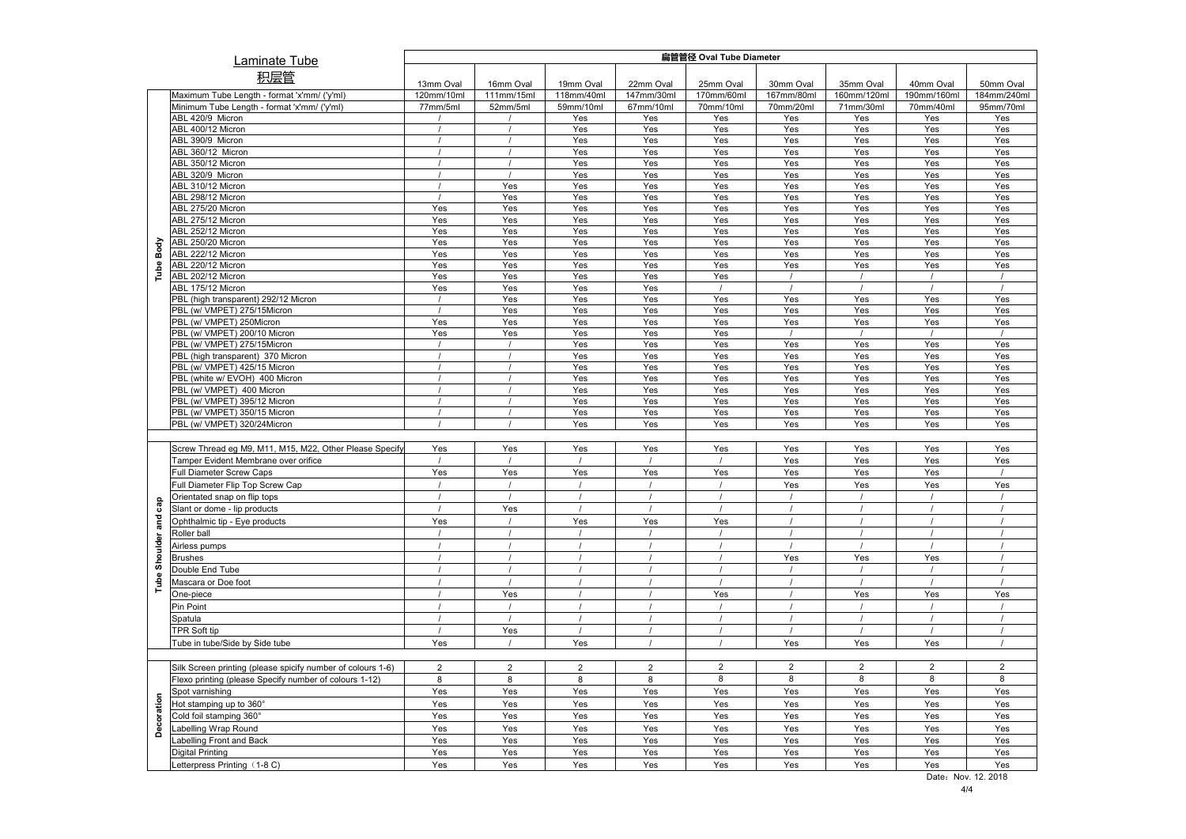| Laminate Tube 积层管 | | 扁管管径 Oval Tube Diameter | | | | | | | | |
|---|---|---|---|---|---|---|---|---|---|---|
| | | 13mm Oval | 16mm Oval | 19mm Oval | 22mm Oval | 25mm Oval | 30mm Oval | 35mm Oval | 40mm Oval | 50mm Oval |
| Tube Body | Maximum Tube Length - format 'x'mm/ ('y'ml) | 120mm/10ml | 111mm/15ml | 118mm/40ml | 147mm/30ml | 170mm/60ml | 167mm/80ml | 160mm/120ml | 190mm/160ml | 184mm/240ml |
| | Minimum Tube Length - format 'x'mm/ ('y'ml) | 77mm/5ml | 52mm/5ml | 59mm/10ml | 67mm/10ml | 70mm/10ml | 70mm/20ml | 71mm/30ml | 70mm/40ml | 95mm/70ml |
| | ABL 420/9 Micron | / | / | Yes | Yes | Yes | Yes | Yes | Yes | Yes |
| | ABL 400/12 Micron | / | / | Yes | Yes | Yes | Yes | Yes | Yes | Yes |
| | ABL 390/9 Micron | / | / | Yes | Yes | Yes | Yes | Yes | Yes | Yes |
| | ABL 360/12 Micron | / | / | Yes | Yes | Yes | Yes | Yes | Yes | Yes |
| | ABL 350/12 Micron | / | / | Yes | Yes | Yes | Yes | Yes | Yes | Yes |
| | ABL 320/9 Micron | / | / | Yes | Yes | Yes | Yes | Yes | Yes | Yes |
| | ABL 310/12 Micron | / | Yes | Yes | Yes | Yes | Yes | Yes | Yes | Yes |
| | ABL 298/12 Micron | / | Yes | Yes | Yes | Yes | Yes | Yes | Yes | Yes |
| | ABL 275/20 Micron | Yes | Yes | Yes | Yes | Yes | Yes | Yes | Yes | Yes |
| | ABL 275/12 Micron | Yes | Yes | Yes | Yes | Yes | Yes | Yes | Yes | Yes |
| | ABL 252/12 Micron | Yes | Yes | Yes | Yes | Yes | Yes | Yes | Yes | Yes |
| | ABL 250/20 Micron | Yes | Yes | Yes | Yes | Yes | Yes | Yes | Yes | Yes |
| | ABL 222/12 Micron | Yes | Yes | Yes | Yes | Yes | Yes | Yes | Yes | Yes |
| | ABL 220/12 Micron | Yes | Yes | Yes | Yes | Yes | Yes | Yes | Yes | Yes |
| | ABL 202/12 Micron | Yes | Yes | Yes | Yes | Yes | / | / | / | / |
| | ABL 175/12 Micron | Yes | Yes | Yes | Yes | / | / | / | / | / |
| | PBL (high transparent) 292/12 Micron | / | Yes | Yes | Yes | Yes | Yes | Yes | Yes | Yes |
| | PBL (w/ VMPET) 275/15Micron | / | Yes | Yes | Yes | Yes | Yes | Yes | Yes | Yes |
| | PBL (w/ VMPET) 250Micron | Yes | Yes | Yes | Yes | Yes | Yes | Yes | Yes | Yes |
| | PBL (w/ VMPET) 200/10 Micron | Yes | Yes | Yes | Yes | Yes | / | / | / | / |
| | PBL (w/ VMPET) 275/15Micron | / | / | Yes | Yes | Yes | Yes | Yes | Yes | Yes |
| | PBL (high transparent) 370 Micron | / | / | Yes | Yes | Yes | Yes | Yes | Yes | Yes |
| | PBL (w/ VMPET) 425/15 Micron | / | / | Yes | Yes | Yes | Yes | Yes | Yes | Yes |
| | PBL (white w/ EVOH) 400 Micron | / | / | Yes | Yes | Yes | Yes | Yes | Yes | Yes |
| | PBL (w/ VMPET) 400 Micron | / | / | Yes | Yes | Yes | Yes | Yes | Yes | Yes |
| | PBL (w/ VMPET) 395/12 Micron | / | / | Yes | Yes | Yes | Yes | Yes | Yes | Yes |
| | PBL (w/ VMPET) 350/15 Micron | / | / | Yes | Yes | Yes | Yes | Yes | Yes | Yes |
| | PBL (w/ VMPET) 320/24Micron | / | / | Yes | Yes | Yes | Yes | Yes | Yes | Yes |
| | | | | | | | | | | |
| Tube Shoulder and cap | Screw Thread eg M9, M11, M15, M22, Other Please Specify | Yes | Yes | Yes | Yes | Yes | Yes | Yes | Yes | Yes |
| | Tamper Evident Membrane over orifice | / | / | / | / | / | Yes | Yes | Yes | Yes |
| | Full Diameter Screw Caps | Yes | Yes | Yes | Yes | Yes | Yes | Yes | Yes | / |
| | Full Diameter Flip Top Screw Cap | / | / | / | / | / | Yes | Yes | Yes | Yes |
| | Orientated snap on flip tops | / | / | / | / | / | / | / | / | / |
| | Slant or dome - lip products | / | Yes | / | / | / | / | / | / | / |
| | Ophthalmic tip - Eye products | Yes | / | Yes | Yes | Yes | / | / | / | / |
| | Roller ball | / | / | / | / | / | / | / | / | / |
| | Airless pumps | / | / | / | / | / | / | / | / | / |
| | Brushes | / | / | / | / | / | Yes | Yes | Yes | / |
| | Double End Tube | / | / | / | / | / | / | / | / | / |
| | Mascara or Doe foot | / | / | / | / | / | / | / | / | / |
| | One-piece | / | Yes | / | / | Yes | / | Yes | Yes | Yes |
| | Pin Point | / | / | / | / | / | / | / | / | / |
| | Spatula | / | / | / | / | / | / | / | / | / |
| | TPR Soft tip | / | Yes | / | / | / | / | / | / | / |
| | Tube in tube/Side by Side tube | Yes | / | Yes | / | / | Yes | Yes | Yes | / |
| | | | | | | | | | | |
| Decoration | Silk Screen printing (please spicify number of colours 1-6) | 2 | 2 | 2 | 2 | 2 | 2 | 2 | 2 | 2 |
| | Flexo printing (please Specify number of colours 1-12) | 8 | 8 | 8 | 8 | 8 | 8 | 8 | 8 | 8 |
| | Spot varnishing | Yes | Yes | Yes | Yes | Yes | Yes | Yes | Yes | Yes |
| | Hot stamping up to 360° | Yes | Yes | Yes | Yes | Yes | Yes | Yes | Yes | Yes |
| | Cold foil stamping 360° | Yes | Yes | Yes | Yes | Yes | Yes | Yes | Yes | Yes |
| | Labelling Wrap Round | Yes | Yes | Yes | Yes | Yes | Yes | Yes | Yes | Yes |
| | Labelling Front and Back | Yes | Yes | Yes | Yes | Yes | Yes | Yes | Yes | Yes |
| | Digital Printing | Yes | Yes | Yes | Yes | Yes | Yes | Yes | Yes | Yes |
| | Letterpress Printing（1-8 C) | Yes | Yes | Yes | Yes | Yes | Yes | Yes | Yes | Yes |

Date：Nov. 12. 2018